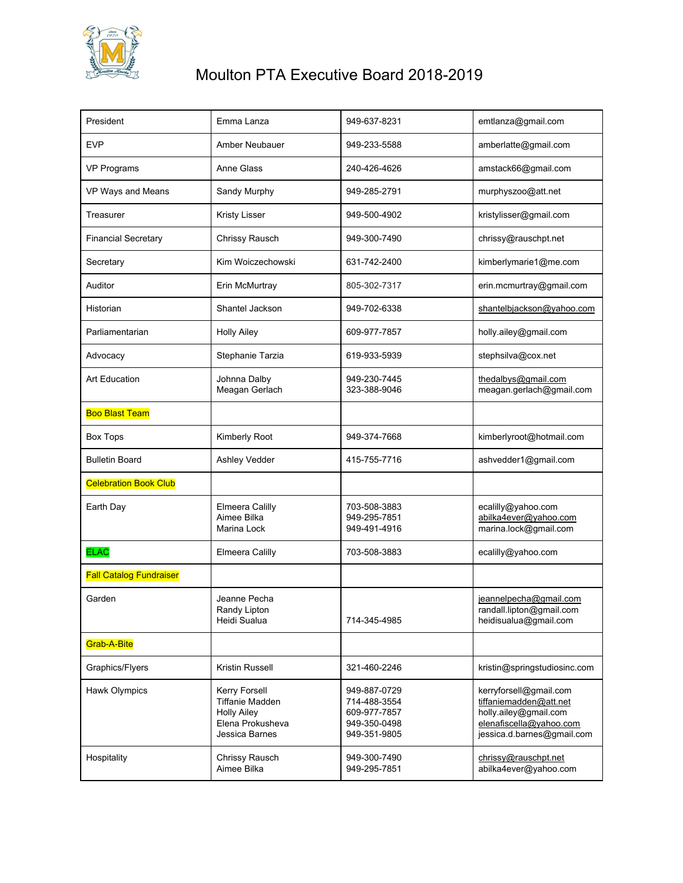# Moulton PTA Executive Board 2018-2019

| | | | |
|---|---|---|---|
| President | Emma Lanza | 949-637-8231 | emtlanza@gmail.com |
| EVP | Amber Neubauer | 949-233-5588 | amberlatte@gmail.com |
| VP Programs | Anne Glass | 240-426-4626 | amstack66@gmail.com |
| VP Ways and Means | Sandy Murphy | 949-285-2791 | murphyszoo@att.net |
| Treasurer | Kristy Lisser | 949-500-4902 | kristylisser@gmail.com |
| Financial Secretary | Chrissy Rausch | 949-300-7490 | chrissy@rauschpt.net |
| Secretary | Kim Woiczechowski | 631-742-2400 | kimberlymarie1@me.com |
| Auditor | Erin McMurtray | 805-302-7317 | erin.mcmurtray@gmail.com |
| Historian | Shantel Jackson | 949-702-6338 | shantelbjackson@yahoo.com |
| Parliamentarian | Holly Ailey | 609-977-7857 | holly.ailey@gmail.com |
| Advocacy | Stephanie Tarzia | 619-933-5939 | stephsilva@cox.net |
| Art Education | Johnna Dalby<br>Meagan Gerlach | 949-230-7445<br>323-388-9046 | thedalbys@gmail.com<br>meagan.gerlach@gmail.com |
| Boo Blast Team | | | |
| Box Tops | Kimberly Root | 949-374-7668 | kimberlyroot@hotmail.com |
| Bulletin Board | Ashley Vedder | 415-755-7716 | ashvedder1@gmail.com |
| Celebration Book Club | | | |
| Earth Day | Elmeera Calilly<br>Aimee Bilka<br>Marina Lock | 703-508-3883<br>949-295-7851<br>949-491-4916 | ecalilly@yahoo.com<br>abilka4ever@yahoo.com<br>marina.lock@gmail.com |
| ELAC | Elmeera Calilly | 703-508-3883 | ecalilly@yahoo.com |
| Fall Catalog Fundraiser | | | |
| Garden | Jeanne Pecha<br>Randy Lipton<br>Heidi Sualua | <br><br>714-345-4985 | jeannelpecha@gmail.com<br>randall.lipton@gmail.com<br>heidisualua@gmail.com |
| Grab-A-Bite | | | |
| Graphics/Flyers | Kristin Russell | 321-460-2246 | kristin@springstudiosinc.com |
| Hawk Olympics | Kerry Forsell<br>Tiffanie Madden<br>Holly Ailey<br>Elena Prokusheva<br>Jessica Barnes | 949-887-0729<br>714-488-3554<br>609-977-7857<br>949-350-0498<br>949-351-9805 | kerryforsell@gmail.com<br>tiffaniemadden@att.net<br>holly.ailey@gmail.com<br>elenafiscella@yahoo.com<br>jessica.d.barnes@gmail.com |
| Hospitality | Chrissy Rausch<br>Aimee Bilka | 949-300-7490<br>949-295-7851 | chrissy@rauschpt.net<br>abilka4ever@yahoo.com |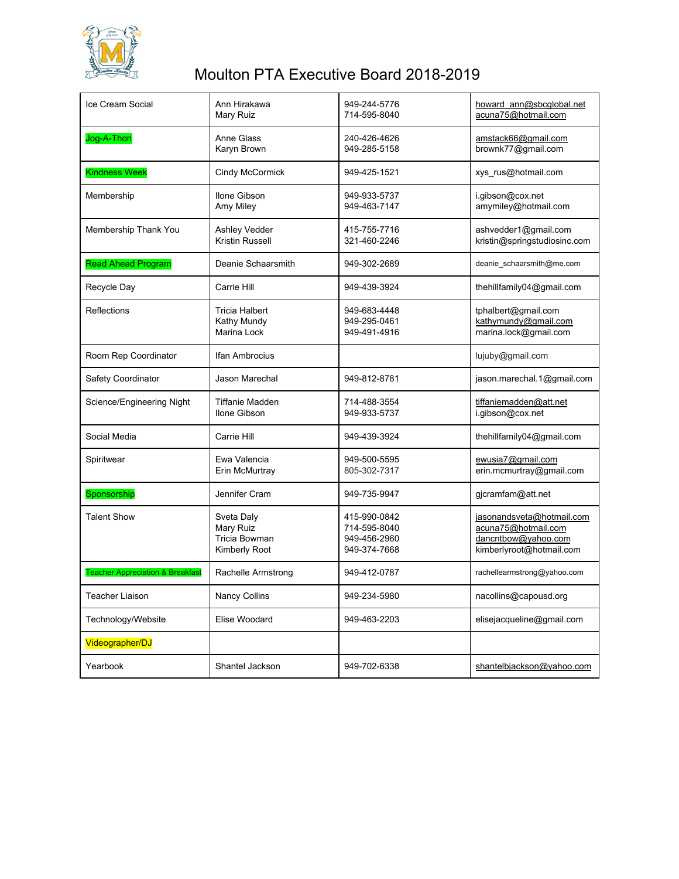# Moulton PTA Executive Board 2018-2019

| | | | |
|---|---|---|---|
| Ice Cream Social | Ann Hirakawa<br>Mary Ruiz | 949-244-5776<br>714-595-8040 | howard_ann@sbcglobal.net<br>acuna75@hotmail.com |
| Jog-A-Thon | Anne Glass<br>Karyn Brown | 240-426-4626<br>949-285-5158 | amstack66@gmail.com<br>brownk77@gmail.com |
| Kindness Week | Cindy McCormick | 949-425-1521 | xys_rus@hotmail.com |
| Membership | Ilone Gibson<br>Amy Miley | 949-933-5737<br>949-463-7147 | i.gibson@cox.net<br>amymiley@hotmail.com |
| Membership Thank You | Ashley Vedder<br>Kristin Russell | 415-755-7716<br>321-460-2246 | ashvedder1@gmail.com<br>kristin@springstudiosinc.com |
| Read Ahead Program | Deanie Schaarsmith | 949-302-2689 | deanie_schaarsmith@me.com |
| Recycle Day | Carrie Hill | 949-439-3924 | thehillfamily04@gmail.com |
| Reflections | Tricia Halbert<br>Kathy Mundy<br>Marina Lock | 949-683-4448<br>949-295-0461<br>949-491-4916 | tphalbert@gmail.com<br>kathymundy@gmail.com<br>marina.lock@gmail.com |
| Room Rep Coordinator | Ifan Ambrocius | | lujuby@gmail.com |
| Safety Coordinator | Jason Marechal | 949-812-8781 | jason.marechal.1@gmail.com |
| Science/Engineering Night | Tiffanie Madden<br>Ilone Gibson | 714-488-3554<br>949-933-5737 | tiffaniemadden@att.net<br>i.gibson@cox.net |
| Social Media | Carrie Hill | 949-439-3924 | thehillfamily04@gmail.com |
| Spiritwear | Ewa Valencia<br>Erin McMurtray | 949-500-5595<br>805-302-7317 | ewusia7@gmail.com<br>erin.mcmurtray@gmail.com |
| Sponsorship | Jennifer Cram | 949-735-9947 | gjcramfam@att.net |
| Talent Show | Sveta Daly<br>Mary Ruiz<br>Tricia Bowman<br>Kimberly Root | 415-990-0842<br>714-595-8040<br>949-456-2960<br>949-374-7668 | jasonandsveta@hotmail.com<br>acuna75@hotmail.com<br>dancntbow@yahoo.com<br>kimberlyroot@hotmail.com |
| Teacher Appreciation & Breakfast | Rachelle Armstrong | 949-412-0787 | rachellearmstrong@yahoo.com |
| Teacher Liaison | Nancy Collins | 949-234-5980 | nacollins@capousd.org |
| Technology/Website | Elise Woodard | 949-463-2203 | elisejacqueline@gmail.com |
| Videographer/DJ | | | |
| Yearbook | Shantel Jackson | 949-702-6338 | shantelbjackson@yahoo.com |